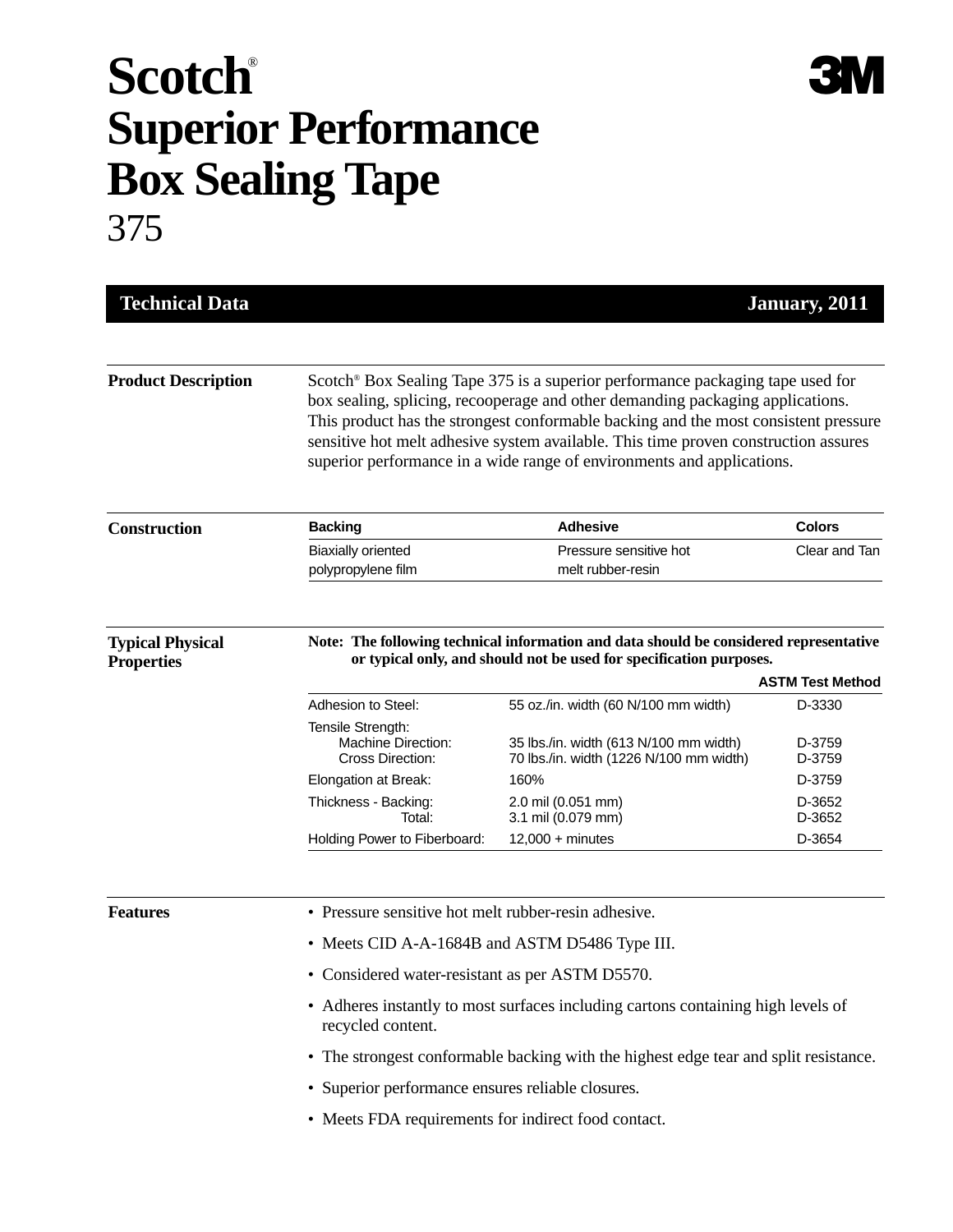# Scotch® Superior Performance Box Sealing Tape

# 375

3M

**Technical Data** — **January, 2011**

## Product Description

Scotch® Box Sealing Tape 375 is a superior performance packaging tape used for box sealing, splicing, recooperage and other demanding packaging applications. This product has the strongest conformable backing and the most consistent pressure sensitive hot melt adhesive system available. This time proven construction assures superior performance in a wide range of environments and applications.

## Construction

| Backing | Adhesive | Colors |
|---|---|---|
| Biaxially oriented polypropylene film | Pressure sensitive hot melt rubber-resin | Clear and Tan |

## Typical Physical Properties

**Note: The following technical information and data should be considered representative or typical only, and should not be used for specification purposes.**

| | | ASTM Test Method |
|---|---|---|
| Adhesion to Steel: | 55 oz./in. width (60 N/100 mm width) | D-3330 |
| Tensile Strength: | | |
| Machine Direction: | 35 lbs./in. width (613 N/100 mm width) | D-3759 |
| Cross Direction: | 70 lbs./in. width (1226 N/100 mm width) | D-3759 |
| Elongation at Break: | 160% | D-3759 |
| Thickness - Backing: | 2.0 mil (0.051 mm) | D-3652 |
| Total: | 3.1 mil (0.079 mm) | D-3652 |
| Holding Power to Fiberboard: | 12,000 + minutes | D-3654 |

## Features

- Pressure sensitive hot melt rubber-resin adhesive.
- Meets CID A-A-1684B and ASTM D5486 Type III.
- Considered water-resistant as per ASTM D5570.
- Adheres instantly to most surfaces including cartons containing high levels of recycled content.
- The strongest conformable backing with the highest edge tear and split resistance.
- Superior performance ensures reliable closures.
- Meets FDA requirements for indirect food contact.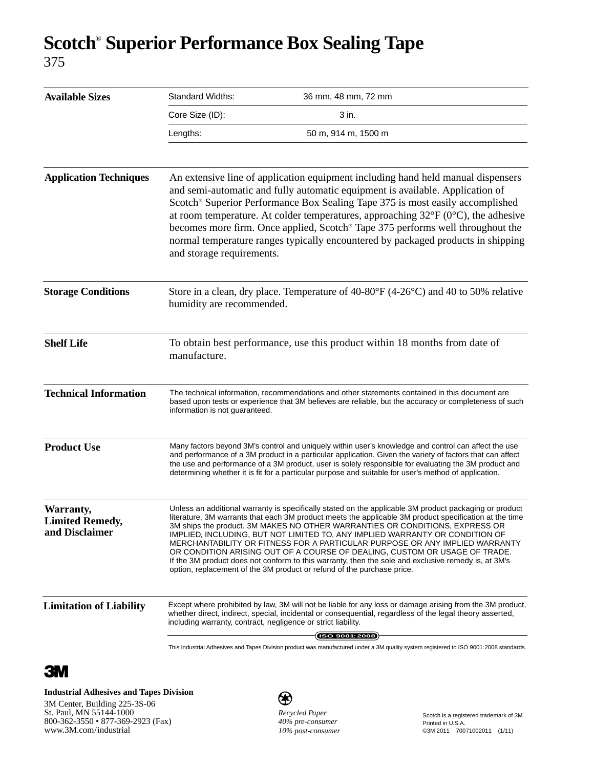# Scotch® Superior Performance Box Sealing Tape

375

## Available Sizes

| | |
|---|---|
| Standard Widths: | 36 mm, 48 mm, 72 mm |
| Core Size (ID): | 3 in. |
| Lengths: | 50 m, 914 m, 1500 m |

## Application Techniques

An extensive line of application equipment including hand held manual dispensers and semi-automatic and fully automatic equipment is available. Application of Scotch® Superior Performance Box Sealing Tape 375 is most easily accomplished at room temperature. At colder temperatures, approaching 32°F (0°C), the adhesive becomes more firm. Once applied, Scotch® Tape 375 performs well throughout the normal temperature ranges typically encountered by packaged products in shipping and storage requirements.

## Storage Conditions

Store in a clean, dry place. Temperature of 40-80°F (4-26°C) and 40 to 50% relative humidity are recommended.

## Shelf Life

To obtain best performance, use this product within 18 months from date of manufacture.

## Technical Information

The technical information, recommendations and other statements contained in this document are based upon tests or experience that 3M believes are reliable, but the accuracy or completeness of such information is not guaranteed.

## Product Use

Many factors beyond 3M's control and uniquely within user's knowledge and control can affect the use and performance of a 3M product in a particular application. Given the variety of factors that can affect the use and performance of a 3M product, user is solely responsible for evaluating the 3M product and determining whether it is fit for a particular purpose and suitable for user's method of application.

## Warranty, Limited Remedy, and Disclaimer

Unless an additional warranty is specifically stated on the applicable 3M product packaging or product literature, 3M warrants that each 3M product meets the applicable 3M product specification at the time 3M ships the product. 3M MAKES NO OTHER WARRANTIES OR CONDITIONS, EXPRESS OR IMPLIED, INCLUDING, BUT NOT LIMITED TO, ANY IMPLIED WARRANTY OR CONDITION OF MERCHANTABILITY OR FITNESS FOR A PARTICULAR PURPOSE OR ANY IMPLIED WARRANTY OR CONDITION ARISING OUT OF A COURSE OF DEALING, CUSTOM OR USAGE OF TRADE. If the 3M product does not conform to this warranty, then the sole and exclusive remedy is, at 3M's option, replacement of the 3M product or refund of the purchase price.

## Limitation of Liability

Except where prohibited by law, 3M will not be liable for any loss or damage arising from the 3M product, whether direct, indirect, special, incidental or consequential, regardless of the legal theory asserted, including warranty, contract, negligence or strict liability.

ISO 9001:2008

This Industrial Adhesives and Tapes Division product was manufactured under a 3M quality system registered to ISO 9001:2008 standards.

3M

**Industrial Adhesives and Tapes Division**

3M Center, Building 225-3S-06
St. Paul, MN 55144-1000
800-362-3550 • 877-369-2923 (Fax)
www.3M.com/industrial

*Recycled Paper*
*40% pre-consumer*
*10% post-consumer*

Scotch is a registered trademark of 3M.
Printed in U.S.A.
©3M 2011 70071002011 (1/11)